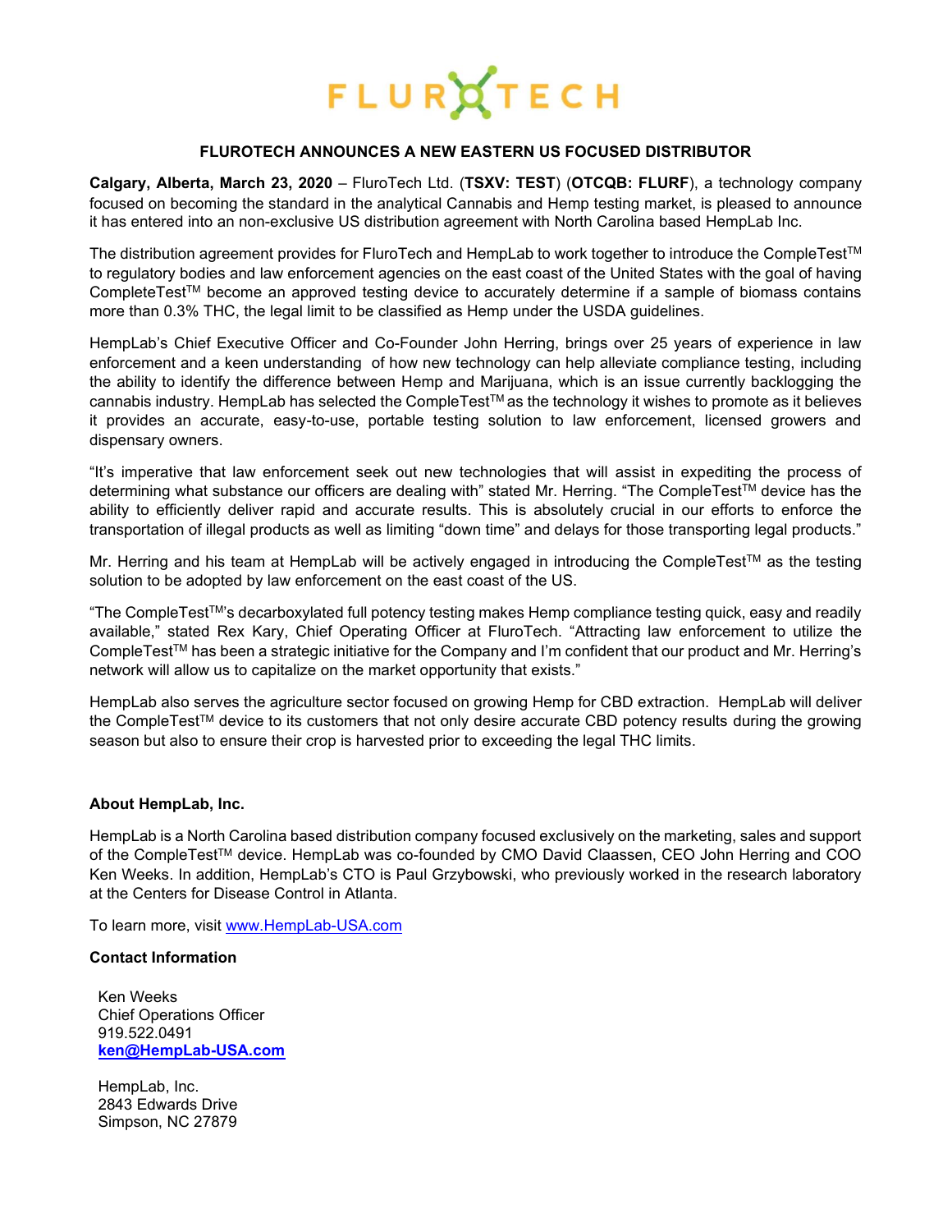FLUROTECH

# FLUROTECH ANNOUNCES A NEW EASTERN US FOCUSED DISTRIBUTOR

**Calgary, Alberta, March 23, 2020** – FluroTech Ltd. (**TSXV: TEST**) (**OTCQB: FLURF**), a technology company focused on becoming the standard in the analytical Cannabis and Hemp testing market, is pleased to announce it has entered into an non-exclusive US distribution agreement with North Carolina based HempLab Inc.

The distribution agreement provides for FluroTech and HempLab to work together to introduce the CompleTest™ to regulatory bodies and law enforcement agencies on the east coast of the United States with the goal of having CompleTest™ become an approved testing device to accurately determine if a sample of biomass contains more than 0.3% THC, the legal limit to be classified as Hemp under the USDA guidelines.

HempLab's Chief Executive Officer and Co-Founder John Herring, brings over 25 years of experience in law enforcement and a keen understanding of how new technology can help alleviate compliance testing, including the ability to identify the difference between Hemp and Marijuana, which is an issue currently backlogging the cannabis industry. HempLab has selected the CompleTest™ as the technology it wishes to promote as it believes it provides an accurate, easy-to-use, portable testing solution to law enforcement, licensed growers and dispensary owners.

"It's imperative that law enforcement seek out new technologies that will assist in expediting the process of determining what substance our officers are dealing with" stated Mr. Herring. "The CompleTest™ device has the ability to efficiently deliver rapid and accurate results. This is absolutely crucial in our efforts to enforce the transportation of illegal products as well as limiting "down time" and delays for those transporting legal products."

Mr. Herring and his team at HempLab will be actively engaged in introducing the CompleTest™ as the testing solution to be adopted by law enforcement on the east coast of the US.

"The CompleTest™'s decarboxylated full potency testing makes Hemp compliance testing quick, easy and readily available," stated Rex Kary, Chief Operating Officer at FluroTech. "Attracting law enforcement to utilize the CompleTest™ has been a strategic initiative for the Company and I'm confident that our product and Mr. Herring's network will allow us to capitalize on the market opportunity that exists."

HempLab also serves the agriculture sector focused on growing Hemp for CBD extraction. HempLab will deliver the CompleTest™ device to its customers that not only desire accurate CBD potency results during the growing season but also to ensure their crop is harvested prior to exceeding the legal THC limits.

**About HempLab, Inc.**

HempLab is a North Carolina based distribution company focused exclusively on the marketing, sales and support of the CompleTest™ device. HempLab was co-founded by CMO David Claassen, CEO John Herring and COO Ken Weeks. In addition, HempLab's CTO is Paul Grzybowski, who previously worked in the research laboratory at the Centers for Disease Control in Atlanta.

To learn more, visit www.HempLab-USA.com

**Contact Information**

Ken Weeks
Chief Operations Officer
919.522.0491
**ken@HempLab-USA.com**

HempLab, Inc.
2843 Edwards Drive
Simpson, NC 27879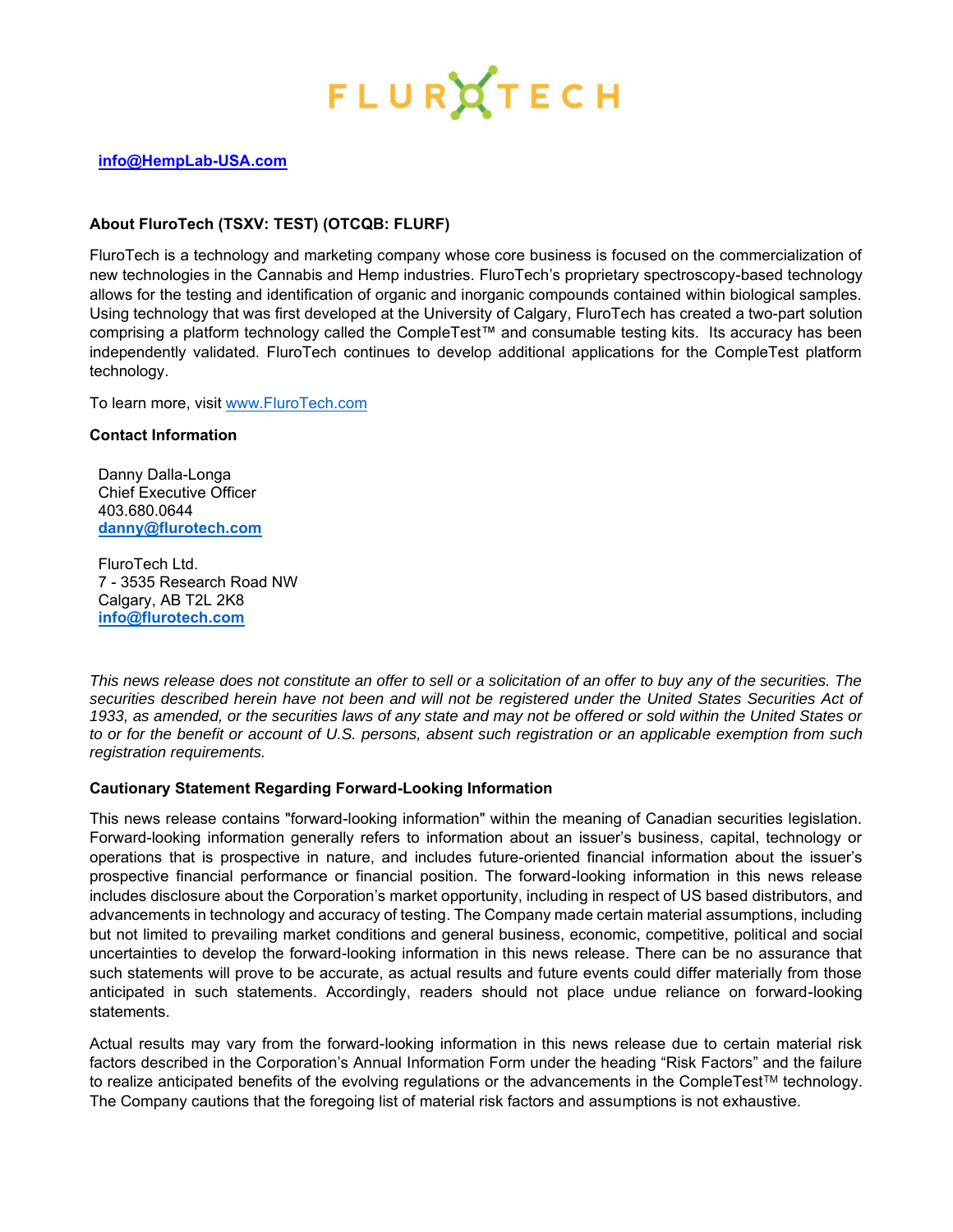**info@HempLab-USA.com**

**About FluroTech (TSXV: TEST) (OTCQB: FLURF)**

FluroTech is a technology and marketing company whose core business is focused on the commercialization of new technologies in the Cannabis and Hemp industries. FluroTech's proprietary spectroscopy-based technology allows for the testing and identification of organic and inorganic compounds contained within biological samples. Using technology that was first developed at the University of Calgary, FluroTech has created a two-part solution comprising a platform technology called the CompleTest™ and consumable testing kits. Its accuracy has been independently validated. FluroTech continues to develop additional applications for the CompleTest platform technology.

To learn more, visit www.FluroTech.com

**Contact Information**

Danny Dalla-Longa
Chief Executive Officer
403.680.0644
**danny@flurotech.com**

FluroTech Ltd.
7 - 3535 Research Road NW
Calgary, AB T2L 2K8
**info@flurotech.com**

*This news release does not constitute an offer to sell or a solicitation of an offer to buy any of the securities. The securities described herein have not been and will not be registered under the United States Securities Act of 1933, as amended, or the securities laws of any state and may not be offered or sold within the United States or to or for the benefit or account of U.S. persons, absent such registration or an applicable exemption from such registration requirements.*

**Cautionary Statement Regarding Forward-Looking Information**

This news release contains "forward-looking information" within the meaning of Canadian securities legislation. Forward-looking information generally refers to information about an issuer's business, capital, technology or operations that is prospective in nature, and includes future-oriented financial information about the issuer's prospective financial performance or financial position. The forward-looking information in this news release includes disclosure about the Corporation's market opportunity, including in respect of US based distributors, and advancements in technology and accuracy of testing. The Company made certain material assumptions, including but not limited to prevailing market conditions and general business, economic, competitive, political and social uncertainties to develop the forward-looking information in this news release. There can be no assurance that such statements will prove to be accurate, as actual results and future events could differ materially from those anticipated in such statements. Accordingly, readers should not place undue reliance on forward-looking statements.

Actual results may vary from the forward-looking information in this news release due to certain material risk factors described in the Corporation's Annual Information Form under the heading "Risk Factors" and the failure to realize anticipated benefits of the evolving regulations or the advancements in the CompleTest™ technology. The Company cautions that the foregoing list of material risk factors and assumptions is not exhaustive.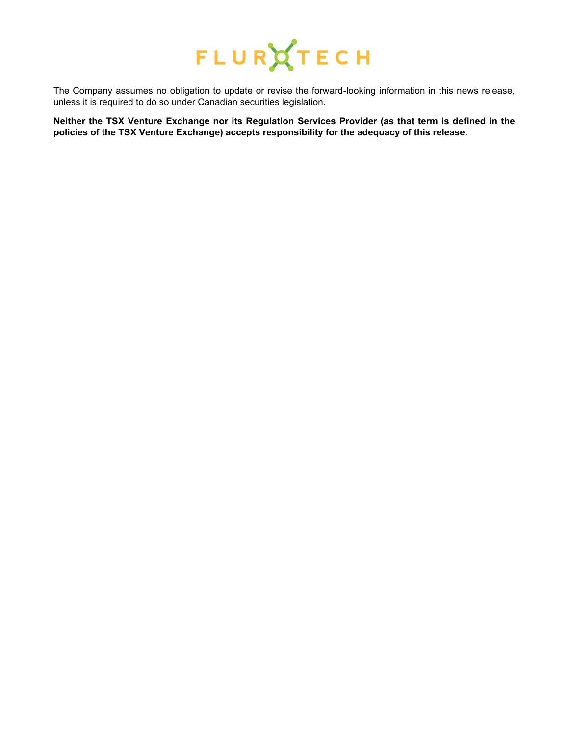The Company assumes no obligation to update or revise the forward-looking information in this news release, unless it is required to do so under Canadian securities legislation.

**Neither the TSX Venture Exchange nor its Regulation Services Provider (as that term is defined in the policies of the TSX Venture Exchange) accepts responsibility for the adequacy of this release.**